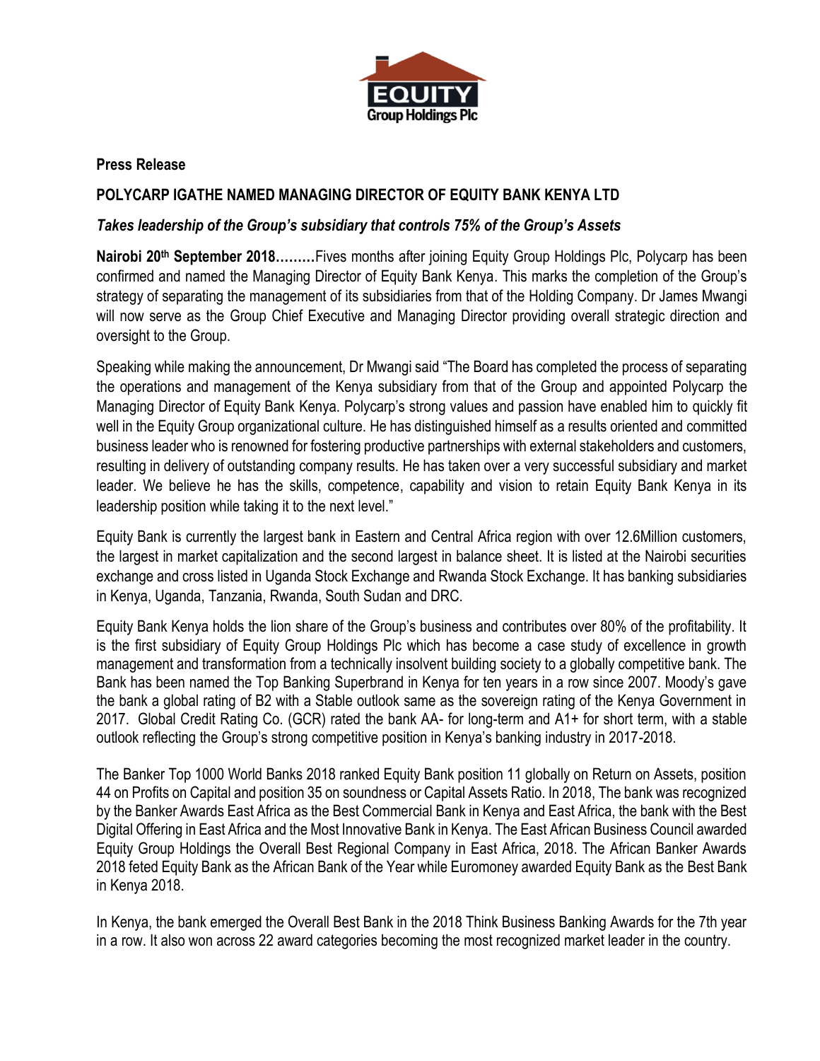**Press Release**

**POLYCARP IGATHE NAMED MANAGING DIRECTOR OF EQUITY BANK KENYA LTD**

***Takes leadership of the Group's subsidiary that controls 75% of the Group's Assets***

**Nairobi 20th September 2018………**Fives months after joining Equity Group Holdings Plc, Polycarp has been confirmed and named the Managing Director of Equity Bank Kenya. This marks the completion of the Group's strategy of separating the management of its subsidiaries from that of the Holding Company. Dr James Mwangi will now serve as the Group Chief Executive and Managing Director providing overall strategic direction and oversight to the Group.

Speaking while making the announcement, Dr Mwangi said "The Board has completed the process of separating the operations and management of the Kenya subsidiary from that of the Group and appointed Polycarp the Managing Director of Equity Bank Kenya. Polycarp's strong values and passion have enabled him to quickly fit well in the Equity Group organizational culture. He has distinguished himself as a results oriented and committed business leader who is renowned for fostering productive partnerships with external stakeholders and customers, resulting in delivery of outstanding company results. He has taken over a very successful subsidiary and market leader. We believe he has the skills, competence, capability and vision to retain Equity Bank Kenya in its leadership position while taking it to the next level."

Equity Bank is currently the largest bank in Eastern and Central Africa region with over 12.6Million customers, the largest in market capitalization and the second largest in balance sheet. It is listed at the Nairobi securities exchange and cross listed in Uganda Stock Exchange and Rwanda Stock Exchange. It has banking subsidiaries in Kenya, Uganda, Tanzania, Rwanda, South Sudan and DRC.

Equity Bank Kenya holds the lion share of the Group's business and contributes over 80% of the profitability. It is the first subsidiary of Equity Group Holdings Plc which has become a case study of excellence in growth management and transformation from a technically insolvent building society to a globally competitive bank. The Bank has been named the Top Banking Superbrand in Kenya for ten years in a row since 2007. Moody's gave the bank a global rating of B2 with a Stable outlook same as the sovereign rating of the Kenya Government in 2017. Global Credit Rating Co. (GCR) rated the bank AA- for long-term and A1+ for short term, with a stable outlook reflecting the Group's strong competitive position in Kenya's banking industry in 2017-2018.

The Banker Top 1000 World Banks 2018 ranked Equity Bank position 11 globally on Return on Assets, position 44 on Profits on Capital and position 35 on soundness or Capital Assets Ratio. In 2018, The bank was recognized by the Banker Awards East Africa as the Best Commercial Bank in Kenya and East Africa, the bank with the Best Digital Offering in East Africa and the Most Innovative Bank in Kenya. The East African Business Council awarded Equity Group Holdings the Overall Best Regional Company in East Africa, 2018. The African Banker Awards 2018 feted Equity Bank as the African Bank of the Year while Euromoney awarded Equity Bank as the Best Bank in Kenya 2018.

In Kenya, the bank emerged the Overall Best Bank in the 2018 Think Business Banking Awards for the 7th year in a row. It also won across 22 award categories becoming the most recognized market leader in the country.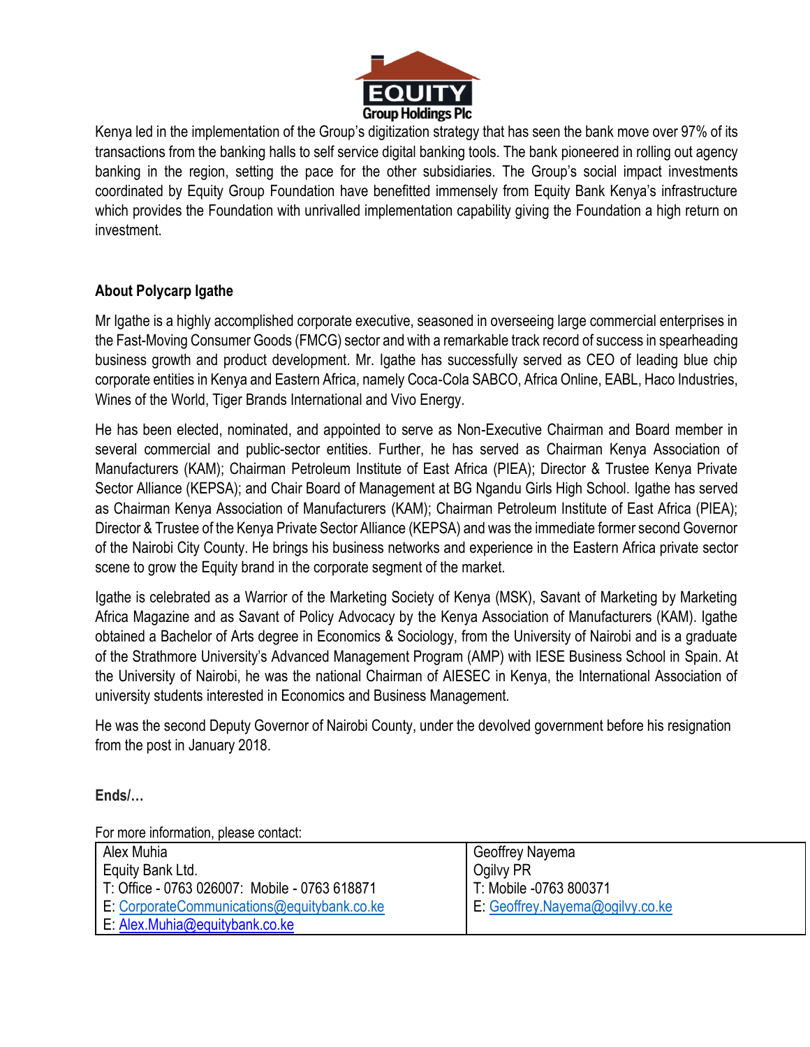Kenya led in the implementation of the Group's digitization strategy that has seen the bank move over 97% of its transactions from the banking halls to self service digital banking tools. The bank pioneered in rolling out agency banking in the region, setting the pace for the other subsidiaries. The Group's social impact investments coordinated by Equity Group Foundation have benefitted immensely from Equity Bank Kenya's infrastructure which provides the Foundation with unrivalled implementation capability giving the Foundation a high return on investment.

**About Polycarp Igathe**

Mr Igathe is a highly accomplished corporate executive, seasoned in overseeing large commercial enterprises in the Fast-Moving Consumer Goods (FMCG) sector and with a remarkable track record of success in spearheading business growth and product development. Mr. Igathe has successfully served as CEO of leading blue chip corporate entities in Kenya and Eastern Africa, namely Coca-Cola SABCO, Africa Online, EABL, Haco Industries, Wines of the World, Tiger Brands International and Vivo Energy.

He has been elected, nominated, and appointed to serve as Non-Executive Chairman and Board member in several commercial and public-sector entities. Further, he has served as Chairman Kenya Association of Manufacturers (KAM); Chairman Petroleum Institute of East Africa (PIEA); Director & Trustee Kenya Private Sector Alliance (KEPSA); and Chair Board of Management at BG Ngandu Girls High School. Igathe has served as Chairman Kenya Association of Manufacturers (KAM); Chairman Petroleum Institute of East Africa (PIEA); Director & Trustee of the Kenya Private Sector Alliance (KEPSA) and was the immediate former second Governor of the Nairobi City County. He brings his business networks and experience in the Eastern Africa private sector scene to grow the Equity brand in the corporate segment of the market.

Igathe is celebrated as a Warrior of the Marketing Society of Kenya (MSK), Savant of Marketing by Marketing Africa Magazine and as Savant of Policy Advocacy by the Kenya Association of Manufacturers (KAM). Igathe obtained a Bachelor of Arts degree in Economics & Sociology, from the University of Nairobi and is a graduate of the Strathmore University's Advanced Management Program (AMP) with IESE Business School in Spain. At the University of Nairobi, he was the national Chairman of AIESEC in Kenya, the International Association of university students interested in Economics and Business Management.

He was the second Deputy Governor of Nairobi County, under the devolved government before his resignation from the post in January 2018.

**Ends/…**

For more information, please contact:

| | |
|---|---|
| Alex Muhia<br>Equity Bank Ltd.<br>T: Office - 0763 026007: Mobile - 0763 618871<br>E: CorporateCommunications@equitybank.co.ke<br>E: Alex.Muhia@equitybank.co.ke | Geoffrey Nayema<br>Ogilvy PR<br>T: Mobile -0763 800371<br>E: Geoffrey.Nayema@ogilvy.co.ke |